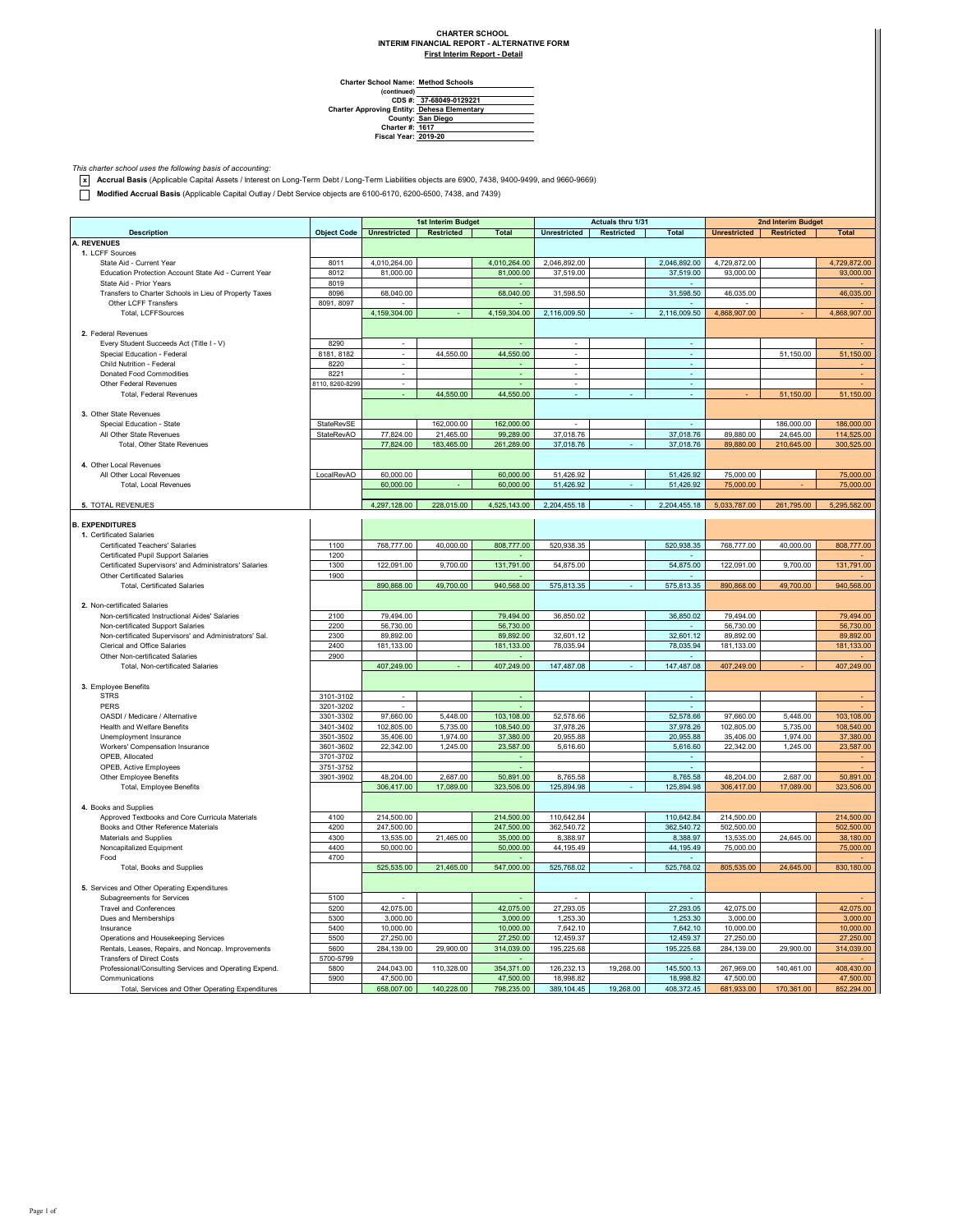# CHARTER SCHOOL
## INTERIM FINANCIAL REPORT - ALTERNATIVE FORM
### First Interim Report - Detail

**Charter School Name:** Method Schools
**(continued)**
**CDS #:** 37-68049-0129221
**Charter Approving Entity:** Dehesa Elementary
**County:** San Diego
**Charter #:** 1617
**Fiscal Year:** 2019-20

*This charter school uses the following basis of accounting:*

- [x] **Accrual Basis** (Applicable Capital Assets / Interest on Long-Term Debt / Long-Term Liabilities objects are 6900, 7438, 9400-9499, and 9660-9669)
- [ ] **Modified Accrual Basis** (Applicable Capital Outlay / Debt Service objects are 6100-6170, 6200-6500, 7438, and 7439)

| Description | Object Code | 1st Interim Budget | | | Actuals thru 1/31 | | | 2nd Interim Budget | | |
|---|---|---|---|---|---|---|---|---|---|---|
| | | Unrestricted | Restricted | Total | Unrestricted | Restricted | Total | Unrestricted | Restricted | Total |
| **A. REVENUES** | | | | | | | | | | |
| **1.** LCFF Sources | | | | | | | | | | |
| State Aid - Current Year | 8011 | 4,010,264.00 | | 4,010,264.00 | 2,046,892.00 | | 2,046,892.00 | 4,729,872.00 | | 4,729,872.00 |
| Education Protection Account State Aid - Current Year | 8012 | 81,000.00 | | 81,000.00 | 37,519.00 | | 37,519.00 | 93,000.00 | | 93,000.00 |
| State Aid - Prior Years | 8019 | | | - | | | - | | | - |
| Transfers to Charter Schools in Lieu of Property Taxes | 8096 | 68,040.00 | | 68,040.00 | 31,598.50 | | 31,598.50 | 46,035.00 | | 46,035.00 |
| Other LCFF Transfers | 8091, 8097 | - | | - | | | - | - | | - |
| Total, LCFFSources | | 4,159,304.00 | - | 4,159,304.00 | 2,116,009.50 | - | 2,116,009.50 | 4,868,907.00 | - | 4,868,907.00 |
| **2.** Federal Revenues | | | | | | | | | | |
| Every Student Succeeds Act (Title I - V) | 8290 | - | | - | - | | - | | | - |
| Special Education - Federal | 8181, 8182 | - | 44,550.00 | 44,550.00 | - | | - | | 51,150.00 | 51,150.00 |
| Child Nutrition - Federal | 8220 | - | | - | - | | - | | | - |
| Donated Food Commodities | 8221 | - | | - | - | | - | | | - |
| Other Federal Revenues | 8110, 8260-8299 | - | | - | - | | - | | | - |
| Total, Federal Revenues | | - | 44,550.00 | 44,550.00 | - | - | - | - | 51,150.00 | 51,150.00 |
| **3.** Other State Revenues | | | | | | | | | | |
| Special Education - State | StateRevSE | | 162,000.00 | 162,000.00 | - | | - | | 186,000.00 | 186,000.00 |
| All Other State Revenues | StateRevAO | 77,824.00 | 21,465.00 | 99,289.00 | 37,018.76 | | 37,018.76 | 89,880.00 | 24,645.00 | 114,525.00 |
| Total, Other State Revenues | | 77,824.00 | 183,465.00 | 261,289.00 | 37,018.76 | - | 37,018.76 | 89,880.00 | 210,645.00 | 300,525.00 |
| **4.** Other Local Revenues | | | | | | | | | | |
| All Other Local Revenues | LocalRevAO | 60,000.00 | | 60,000.00 | 51,426.92 | | 51,426.92 | 75,000.00 | | 75,000.00 |
| Total, Local Revenues | | 60,000.00 | - | 60,000.00 | 51,426.92 | - | 51,426.92 | 75,000.00 | - | 75,000.00 |
| **5.** TOTAL REVENUES | | 4,297,128.00 | 228,015.00 | 4,525,143.00 | 2,204,455.18 | - | 2,204,455.18 | 5,033,787.00 | 261,795.00 | 5,295,582.00 |
| **B. EXPENDITURES** | | | | | | | | | | |
| **1.** Certificated Salaries | | | | | | | | | | |
| Certificated Teachers' Salaries | 1100 | 768,777.00 | 40,000.00 | 808,777.00 | 520,938.35 | | 520,938.35 | 768,777.00 | 40,000.00 | 808,777.00 |
| Certificated Pupil Support Salaries | 1200 | | | - | | | - | | | - |
| Certificated Supervisors' and Administrators' Salaries | 1300 | 122,091.00 | 9,700.00 | 131,791.00 | 54,875.00 | | 54,875.00 | 122,091.00 | 9,700.00 | 131,791.00 |
| Other Certificated Salaries | 1900 | | | - | | | - | | | - |
| Total, Certificated Salaries | | 890,868.00 | 49,700.00 | 940,568.00 | 575,813.35 | - | 575,813.35 | 890,868.00 | 49,700.00 | 940,568.00 |
| **2.** Non-certificated Salaries | | | | | | | | | | |
| Non-certificated Instructional Aides' Salaries | 2100 | 79,494.00 | | 79,494.00 | 36,850.02 | | 36,850.02 | 79,494.00 | | 79,494.00 |
| Non-certificated Support Salaries | 2200 | 56,730.00 | | 56,730.00 | | | - | 56,730.00 | | 56,730.00 |
| Non-certificated Supervisors' and Administrators' Sal. | 2300 | 89,892.00 | | 89,892.00 | 32,601.12 | | 32,601.12 | 89,892.00 | | 89,892.00 |
| Clerical and Office Salaries | 2400 | 181,133.00 | | 181,133.00 | 78,035.94 | | 78,035.94 | 181,133.00 | | 181,133.00 |
| Other Non-certificated Salaries | 2900 | | | - | | | - | | | - |
| Total, Non-certificated Salaries | | 407,249.00 | - | 407,249.00 | 147,487.08 | - | 147,487.08 | 407,249.00 | - | 407,249.00 |
| **3.** Employee Benefits | | | | | | | | | | |
| STRS | 3101-3102 | - | | - | | | - | | | - |
| PERS | 3201-3202 | - | | - | | | - | | | - |
| OASDI / Medicare / Alternative | 3301-3302 | 97,660.00 | 5,448.00 | 103,108.00 | 52,578.66 | | 52,578.66 | 97,660.00 | 5,448.00 | 103,108.00 |
| Health and Welfare Benefits | 3401-3402 | 102,805.00 | 5,735.00 | 108,540.00 | 37,978.26 | | 37,978.26 | 102,805.00 | 5,735.00 | 108,540.00 |
| Unemployment Insurance | 3501-3502 | 35,406.00 | 1,974.00 | 37,380.00 | 20,955.88 | | 20,955.88 | 35,406.00 | 1,974.00 | 37,380.00 |
| Workers' Compensation Insurance | 3601-3602 | 22,342.00 | 1,245.00 | 23,587.00 | 5,616.60 | | 5,616.60 | 22,342.00 | 1,245.00 | 23,587.00 |
| OPEB, Allocated | 3701-3702 | | | - | | | - | | | - |
| OPEB, Active Employees | 3751-3752 | | | - | | | - | | | - |
| Other Employee Benefits | 3901-3902 | 48,204.00 | 2,687.00 | 50,891.00 | 8,765.58 | | 8,765.58 | 48,204.00 | 2,687.00 | 50,891.00 |
| Total, Employee Benefits | | 306,417.00 | 17,089.00 | 323,506.00 | 125,894.98 | - | 125,894.98 | 306,417.00 | 17,089.00 | 323,506.00 |
| **4.** Books and Supplies | | | | | | | | | | |
| Approved Textbooks and Core Curricula Materials | 4100 | 214,500.00 | | 214,500.00 | 110,642.84 | | 110,642.84 | 214,500.00 | | 214,500.00 |
| Books and Other Reference Materials | 4200 | 247,500.00 | | 247,500.00 | 362,540.72 | | 362,540.72 | 502,500.00 | | 502,500.00 |
| Materials and Supplies | 4300 | 13,535.00 | 21,465.00 | 35,000.00 | 8,388.97 | | 8,388.97 | 13,535.00 | 24,645.00 | 38,180.00 |
| Noncapitalized Equipment | 4400 | 50,000.00 | | 50,000.00 | 44,195.49 | | 44,195.49 | 75,000.00 | | 75,000.00 |
| Food | 4700 | | | - | | | - | | | - |
| Total, Books and Supplies | | 525,535.00 | 21,465.00 | 547,000.00 | 525,768.02 | - | 525,768.02 | 805,535.00 | 24,645.00 | 830,180.00 |
| **5.** Services and Other Operating Expenditures | | | | | | | | | | |
| Subagreements for Services | 5100 | - | | - | - | | - | | | - |
| Travel and Conferences | 5200 | 42,075.00 | | 42,075.00 | 27,293.05 | | 27,293.05 | 42,075.00 | | 42,075.00 |
| Dues and Memberships | 5300 | 3,000.00 | | 3,000.00 | 1,253.30 | | 1,253.30 | 3,000.00 | | 3,000.00 |
| Insurance | 5400 | 10,000.00 | | 10,000.00 | 7,642.10 | | 7,642.10 | 10,000.00 | | 10,000.00 |
| Operations and Housekeeping Services | 5500 | 27,250.00 | | 27,250.00 | 12,459.37 | | 12,459.37 | 27,250.00 | | 27,250.00 |
| Rentals, Leases, Repairs, and Noncap. Improvements | 5600 | 284,139.00 | 29,900.00 | 314,039.00 | 195,225.68 | | 195,225.68 | 284,139.00 | 29,900.00 | 314,039.00 |
| Transfers of Direct Costs | 5700-5799 | | | - | | | - | | | - |
| Professional/Consulting Services and Operating Expend. | 5800 | 244,043.00 | 110,328.00 | 354,371.00 | 126,232.13 | 19,268.00 | 145,500.13 | 267,969.00 | 140,461.00 | 408,430.00 |
| Communications | 5900 | 47,500.00 | | 47,500.00 | 18,998.82 | | 18,998.82 | 47,500.00 | | 47,500.00 |
| Total, Services and Other Operating Expenditures | | 658,007.00 | 140,228.00 | 798,235.00 | 389,104.45 | 19,268.00 | 408,372.45 | 681,933.00 | 170,361.00 | 852,294.00 |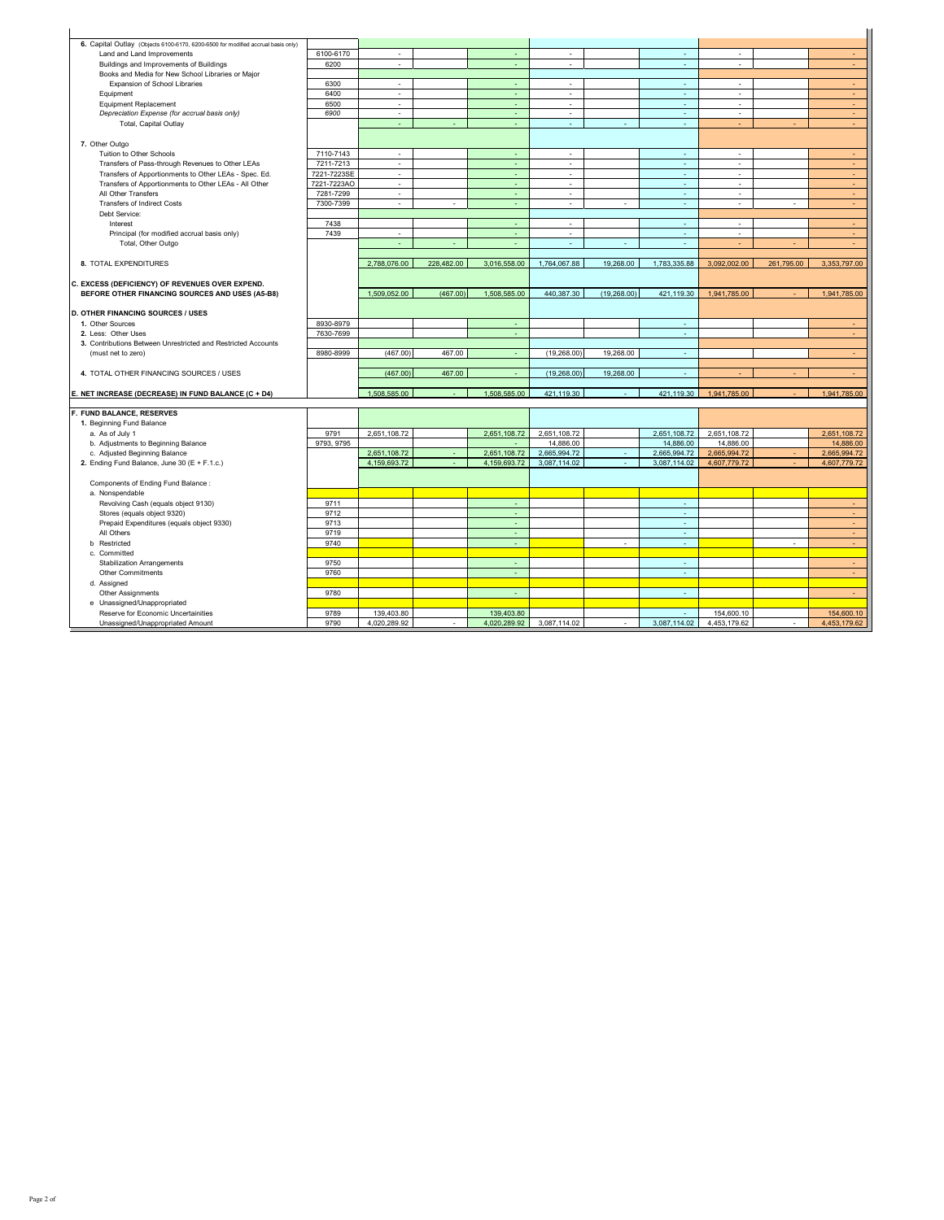| | | | | | | | | | | |
|---|---|---|---|---|---|---|---|---|---|---|
| **6.** Capital Outlay (Objects 6100-6170, 6200-6500 for modified accrual basis only) | | | | | | | | | | |
| Land and Land Improvements | 6100-6170 | - | | - | - | | - | - | | - |
| Buildings and Improvements of Buildings | 6200 | - | | - | - | | - | - | | - |
| Books and Media for New School Libraries or Major Expansion of School Libraries | 6300 | - | | - | - | | - | - | | - |
| Equipment | 6400 | - | | - | - | | - | - | | - |
| Equipment Replacement | 6500 | - | | - | - | | - | - | | - |
| *Depreciation Expense (for accrual basis only)* | *6900* | - | | - | - | | - | - | | - |
| Total, Capital Outlay | | - | - | - | - | - | - | - | - | - |
| **7.** Other Outgo | | | | | | | | | | |
| Tuition to Other Schools | 7110-7143 | - | | - | - | | - | - | | - |
| Transfers of Pass-through Revenues to Other LEAs | 7211-7213 | - | | - | - | | - | - | | - |
| Transfers of Apportionments to Other LEAs - Spec. Ed. | 7221-7223SE | - | | - | - | | - | - | | - |
| Transfers of Apportionments to Other LEAs - All Other | 7221-7223AO | - | | - | - | | - | - | | - |
| All Other Transfers | 7281-7299 | - | | - | - | | - | - | | - |
| Transfers of Indirect Costs | 7300-7399 | - | - | - | - | - | - | - | - | - |
| Debt Service: | | | | | | | | | | |
| Interest | 7438 | | | - | - | | - | - | | - |
| Principal (for modified accrual basis only) | 7439 | - | | - | - | | - | - | | - |
| Total, Other Outgo | | - | - | - | - | - | - | - | - | - |
| **8.** TOTAL EXPENDITURES | | 2,788,076.00 | 228,482.00 | 3,016,558.00 | 1,764,067.88 | 19,268.00 | 1,783,335.88 | 3,092,002.00 | 261,795.00 | 3,353,797.00 |
| **C. EXCESS (DEFICIENCY) OF REVENUES OVER EXPEND. BEFORE OTHER FINANCING SOURCES AND USES (A5-B8)** | | 1,509,052.00 | (467.00) | 1,508,585.00 | 440,387.30 | (19,268.00) | 421,119.30 | 1,941,785.00 | - | 1,941,785.00 |
| **D. OTHER FINANCING SOURCES / USES** | | | | | | | | | | |
| **1.** Other Sources | 8930-8979 | | | - | | | - | | | - |
| **2.** Less: Other Uses | 7630-7699 | | | - | | | - | | | - |
| **3.** Contributions Between Unrestricted and Restricted Accounts (must net to zero) | 8980-8999 | (467.00) | 467.00 | - | (19,268.00) | 19,268.00 | - | | | - |
| **4.** TOTAL OTHER FINANCING SOURCES / USES | | (467.00) | 467.00 | - | (19,268.00) | 19,268.00 | - | - | - | - |
| **E. NET INCREASE (DECREASE) IN FUND BALANCE (C + D4)** | | 1,508,585.00 | - | 1,508,585.00 | 421,119.30 | - | 421,119.30 | 1,941,785.00 | - | 1,941,785.00 |
| **F. FUND BALANCE, RESERVES** | | | | | | | | | | |
| **1.** Beginning Fund Balance | | | | | | | | | | |
| a. As of July 1 | 9791 | 2,651,108.72 | | 2,651,108.72 | 2,651,108.72 | | 2,651,108.72 | 2,651,108.72 | | 2,651,108.72 |
| b. Adjustments to Beginning Balance | 9793, 9795 | | | - | 14,886.00 | | 14,886.00 | 14,886.00 | | 14,886.00 |
| c. Adjusted Beginning Balance | | 2,651,108.72 | - | 2,651,108.72 | 2,665,994.72 | - | 2,665,994.72 | 2,665,994.72 | - | 2,665,994.72 |
| **2.** Ending Fund Balance, June 30 (E + F.1.c.) | | 4,159,693.72 | - | 4,159,693.72 | 3,087,114.02 | - | 3,087,114.02 | 4,607,779.72 | - | 4,607,779.72 |
| Components of Ending Fund Balance : | | | | | | | | | | |
| a. Nonspendable | | | | | | | | | | |
| Revolving Cash (equals object 9130) | 9711 | | | - | | | - | | | - |
| Stores (equals object 9320) | 9712 | | | - | | | - | | | - |
| Prepaid Expenditures (equals object 9330) | 9713 | | | - | | | - | | | - |
| All Others | 9719 | | | - | | | - | | | - |
| b Restricted | 9740 | | | - | | - | - | | - | - |
| c. Committed | | | | | | | | | | |
| Stabilization Arrangements | 9750 | | | - | | | - | | | - |
| Other Commitments | 9760 | | | - | | | - | | | - |
| d. Assigned | | | | | | | | | | |
| Other Assignments | 9780 | | | - | | | - | | | - |
| e Unassigned/Unappropriated | | | | | | | | | | |
| Reserve for Economic Uncertainities | 9789 | 139,403.80 | | 139,403.80 | | | - | 154,600.10 | | 154,600.10 |
| Unassigned/Unappropriated Amount | 9790 | 4,020,289.92 | - | 4,020,289.92 | 3,087,114.02 | - | 3,087,114.02 | 4,453,179.62 | - | 4,453,179.62 |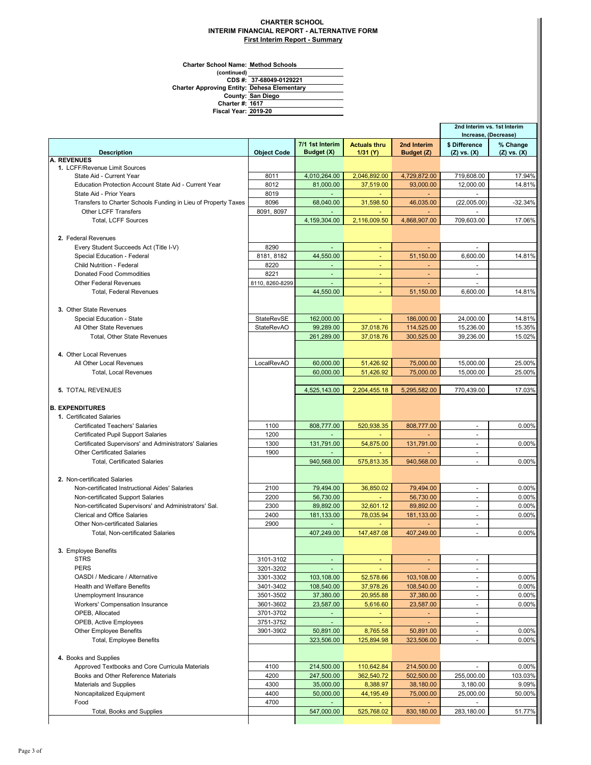# CHARTER SCHOOL
## INTERIM FINANCIAL REPORT - ALTERNATIVE FORM
### First Interim Report - Summary

**Charter School Name:** Method Schools
**(continued)**
**CDS #:** 37-68049-0129221
**Charter Approving Entity:** Dehesa Elementary
**County:** San Diego
**Charter #:** 1617
**Fiscal Year:** 2019-20

| Description | Object Code | 7/1 1st Interim Budget (X) | Actuals thru 1/31 (Y) | 2nd Interim Budget (Z) | 2nd Interim vs. 1st Interim Increase, (Decrease) $ Difference (Z) vs. (X) | % Change (Z) vs. (X) |
|---|---|---|---|---|---|---|
| **A. REVENUES** | | | | | | |
| 1. LCFF/Revenue Limit Sources | | | | | | |
| State Aid - Current Year | 8011 | 4,010,264.00 | 2,046,892.00 | 4,729,872.00 | 719,608.00 | 17.94% |
| Education Protection Account State Aid - Current Year | 8012 | 81,000.00 | 37,519.00 | 93,000.00 | 12,000.00 | 14.81% |
| State Aid - Prior Years | 8019 | - | - | - | - | |
| Transfers to Charter Schools Funding in Lieu of Property Taxes | 8096 | 68,040.00 | 31,598.50 | 46,035.00 | (22,005.00) | -32.34% |
| Other LCFF Transfers | 8091, 8097 | - | - | - | - | |
| Total, LCFF Sources | | 4,159,304.00 | 2,116,009.50 | 4,868,907.00 | 709,603.00 | 17.06% |
| 2. Federal Revenues | | | | | | |
| Every Student Succeeds Act (Title I-V) | 8290 | - | - | - | - | |
| Special Education - Federal | 8181, 8182 | 44,550.00 | - | 51,150.00 | 6,600.00 | 14.81% |
| Child Nutrition - Federal | 8220 | - | - | - | - | |
| Donated Food Commodities | 8221 | - | - | - | - | |
| Other Federal Revenues | 8110, 8260-8299 | - | - | - | - | |
| Total, Federal Revenues | | 44,550.00 | - | 51,150.00 | 6,600.00 | 14.81% |
| 3. Other State Revenues | | | | | | |
| Special Education - State | StateRevSE | 162,000.00 | - | 186,000.00 | 24,000.00 | 14.81% |
| All Other State Revenues | StateRevAO | 99,289.00 | 37,018.76 | 114,525.00 | 15,236.00 | 15.35% |
| Total, Other State Revenues | | 261,289.00 | 37,018.76 | 300,525.00 | 39,236.00 | 15.02% |
| 4. Other Local Revenues | | | | | | |
| All Other Local Revenues | LocalRevAO | 60,000.00 | 51,426.92 | 75,000.00 | 15,000.00 | 25.00% |
| Total, Local Revenues | | 60,000.00 | 51,426.92 | 75,000.00 | 15,000.00 | 25.00% |
| 5. TOTAL REVENUES | | 4,525,143.00 | 2,204,455.18 | 5,295,582.00 | 770,439.00 | 17.03% |
| **B. EXPENDITURES** | | | | | | |
| 1. Certificated Salaries | | | | | | |
| Certificated Teachers' Salaries | 1100 | 808,777.00 | 520,938.35 | 808,777.00 | - | 0.00% |
| Certificated Pupil Support Salaries | 1200 | - | - | - | - | |
| Certificated Supervisors' and Administrators' Salaries | 1300 | 131,791.00 | 54,875.00 | 131,791.00 | - | 0.00% |
| Other Certificated Salaries | 1900 | - | - | - | - | |
| Total, Certificated Salaries | | 940,568.00 | 575,813.35 | 940,568.00 | - | 0.00% |
| 2. Non-certificated Salaries | | | | | | |
| Non-certificated Instructional Aides' Salaries | 2100 | 79,494.00 | 36,850.02 | 79,494.00 | - | 0.00% |
| Non-certificated Support Salaries | 2200 | 56,730.00 | - | 56,730.00 | - | 0.00% |
| Non-certificated Supervisors' and Administrators' Sal. | 2300 | 89,892.00 | 32,601.12 | 89,892.00 | - | 0.00% |
| Clerical and Office Salaries | 2400 | 181,133.00 | 78,035.94 | 181,133.00 | - | 0.00% |
| Other Non-certificated Salaries | 2900 | - | - | - | - | |
| Total, Non-certificated Salaries | | 407,249.00 | 147,487.08 | 407,249.00 | - | 0.00% |
| 3. Employee Benefits | | | | | | |
| STRS | 3101-3102 | - | - | - | - | |
| PERS | 3201-3202 | - | - | - | - | |
| OASDI / Medicare / Alternative | 3301-3302 | 103,108.00 | 52,578.66 | 103,108.00 | - | 0.00% |
| Health and Welfare Benefits | 3401-3402 | 108,540.00 | 37,978.26 | 108,540.00 | - | 0.00% |
| Unemployment Insurance | 3501-3502 | 37,380.00 | 20,955.88 | 37,380.00 | - | 0.00% |
| Workers' Compensation Insurance | 3601-3602 | 23,587.00 | 5,616.60 | 23,587.00 | - | 0.00% |
| OPEB, Allocated | 3701-3702 | - | - | - | - | |
| OPEB, Active Employees | 3751-3752 | - | - | - | - | |
| Other Employee Benefits | 3901-3902 | 50,891.00 | 8,765.58 | 50,891.00 | - | 0.00% |
| Total, Employee Benefits | | 323,506.00 | 125,894.98 | 323,506.00 | - | 0.00% |
| 4. Books and Supplies | | | | | | |
| Approved Textbooks and Core Curricula Materials | 4100 | 214,500.00 | 110,642.84 | 214,500.00 | - | 0.00% |
| Books and Other Reference Materials | 4200 | 247,500.00 | 362,540.72 | 502,500.00 | 255,000.00 | 103.03% |
| Materials and Supplies | 4300 | 35,000.00 | 8,388.97 | 38,180.00 | 3,180.00 | 9.09% |
| Noncapitalized Equipment | 4400 | 50,000.00 | 44,195.49 | 75,000.00 | 25,000.00 | 50.00% |
| Food | 4700 | - | - | - | - | |
| Total, Books and Supplies | | 547,000.00 | 525,768.02 | 830,180.00 | 283,180.00 | 51.77% |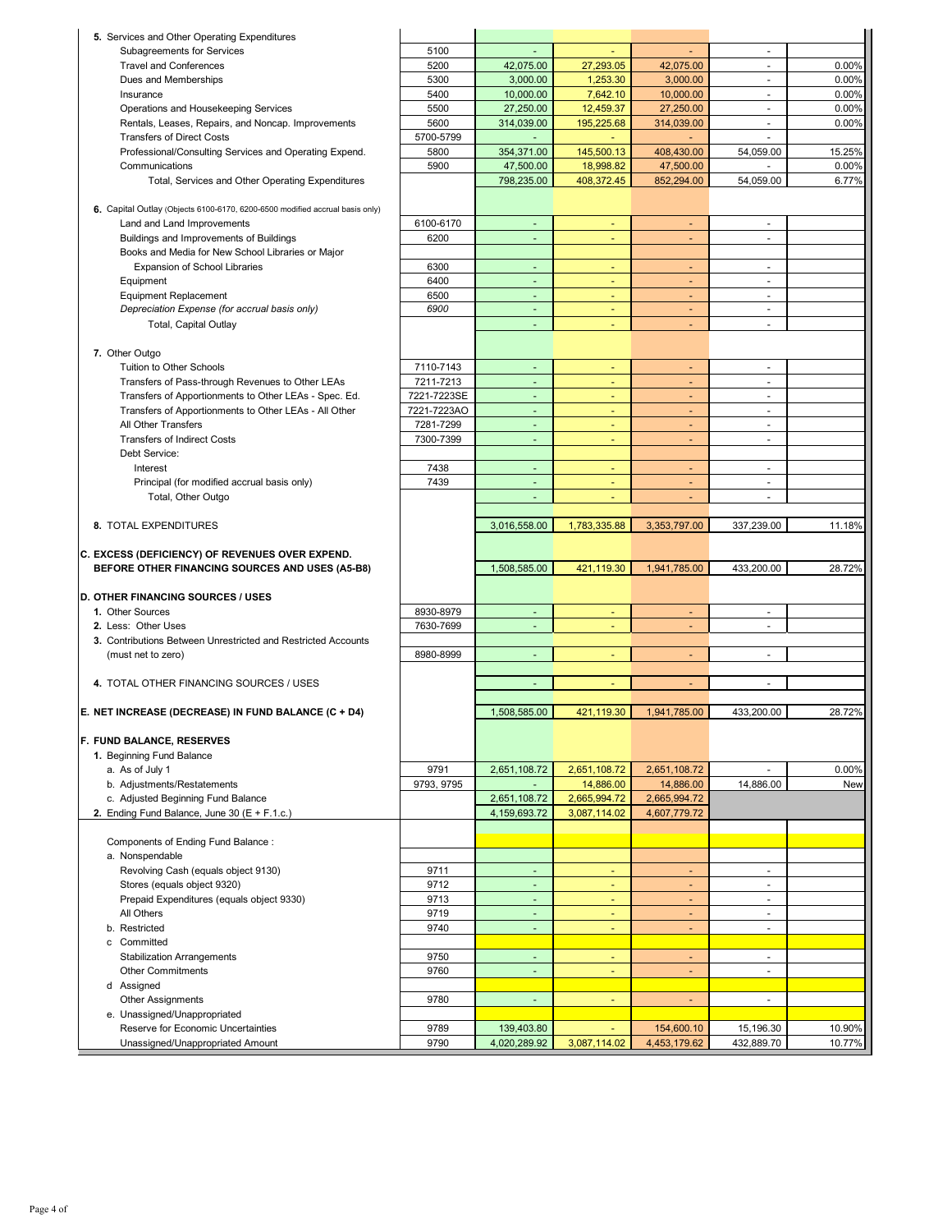| Description | Object Codes | | | | | |
|---|---|---|---|---|---|---|
| **5.** Services and Other Operating Expenditures | | | | | | |
| Subagreements for Services | 5100 | - | - | - | - | |
| Travel and Conferences | 5200 | 42,075.00 | 27,293.05 | 42,075.00 | - | 0.00% |
| Dues and Memberships | 5300 | 3,000.00 | 1,253.30 | 3,000.00 | - | 0.00% |
| Insurance | 5400 | 10,000.00 | 7,642.10 | 10,000.00 | - | 0.00% |
| Operations and Housekeeping Services | 5500 | 27,250.00 | 12,459.37 | 27,250.00 | - | 0.00% |
| Rentals, Leases, Repairs, and Noncap. Improvements | 5600 | 314,039.00 | 195,225.68 | 314,039.00 | - | 0.00% |
| Transfers of Direct Costs | 5700-5799 | - | - | - | - | |
| Professional/Consulting Services and Operating Expend. | 5800 | 354,371.00 | 145,500.13 | 408,430.00 | 54,059.00 | 15.25% |
| Communications | 5900 | 47,500.00 | 18,998.82 | 47,500.00 | - | 0.00% |
| Total, Services and Other Operating Expenditures | | 798,235.00 | 408,372.45 | 852,294.00 | 54,059.00 | 6.77% |
| **6.** Capital Outlay (Objects 6100-6170, 6200-6500 modified accrual basis only) | | | | | | |
| Land and Land Improvements | 6100-6170 | - | - | - | - | |
| Buildings and Improvements of Buildings | 6200 | - | - | - | - | |
| Books and Media for New School Libraries or Major Expansion of School Libraries | 6300 | - | - | - | - | |
| Equipment | 6400 | - | - | - | - | |
| Equipment Replacement | 6500 | - | - | - | - | |
| *Depreciation Expense (for accrual basis only)* | *6900* | - | - | - | - | |
| Total, Capital Outlay | | - | - | - | - | |
| **7.** Other Outgo | | | | | | |
| Tuition to Other Schools | 7110-7143 | - | - | - | - | |
| Transfers of Pass-through Revenues to Other LEAs | 7211-7213 | - | - | - | - | |
| Transfers of Apportionments to Other LEAs - Spec. Ed. | 7221-7223SE | - | - | - | - | |
| Transfers of Apportionments to Other LEAs - All Other | 7221-7223AO | - | - | - | - | |
| All Other Transfers | 7281-7299 | - | - | - | - | |
| Transfers of Indirect Costs | 7300-7399 | - | - | - | - | |
| Debt Service: | | | | | | |
| Interest | 7438 | - | - | - | - | |
| Principal (for modified accrual basis only) | 7439 | - | - | - | - | |
| Total, Other Outgo | | - | - | - | - | |
| **8.** TOTAL EXPENDITURES | | 3,016,558.00 | 1,783,335.88 | 3,353,797.00 | 337,239.00 | 11.18% |
| **C. EXCESS (DEFICIENCY) OF REVENUES OVER EXPEND. BEFORE OTHER FINANCING SOURCES AND USES (A5-B8)** | | 1,508,585.00 | 421,119.30 | 1,941,785.00 | 433,200.00 | 28.72% |
| **D. OTHER FINANCING SOURCES / USES** | | | | | | |
| **1.** Other Sources | 8930-8979 | - | - | - | - | |
| **2.** Less: Other Uses | 7630-7699 | - | - | - | - | |
| **3.** Contributions Between Unrestricted and Restricted Accounts (must net to zero) | 8980-8999 | - | - | - | - | |
| **4.** TOTAL OTHER FINANCING SOURCES / USES | | - | - | - | - | |
| **E. NET INCREASE (DECREASE) IN FUND BALANCE (C + D4)** | | 1,508,585.00 | 421,119.30 | 1,941,785.00 | 433,200.00 | 28.72% |
| **F. FUND BALANCE, RESERVES** | | | | | | |
| **1.** Beginning Fund Balance | | | | | | |
| a. As of July 1 | 9791 | 2,651,108.72 | 2,651,108.72 | 2,651,108.72 | - | 0.00% |
| b. Adjustments/Restatements | 9793, 9795 | - | 14,886.00 | 14,886.00 | 14,886.00 | New |
| c. Adjusted Beginning Fund Balance | | 2,651,108.72 | 2,665,994.72 | 2,665,994.72 | | |
| **2.** Ending Fund Balance, June 30 (E + F.1.c.) | | 4,159,693.72 | 3,087,114.02 | 4,607,779.72 | | |
| Components of Ending Fund Balance : | | | | | | |
| a. Nonspendable | | | | | | |
| Revolving Cash (equals object 9130) | 9711 | - | - | - | - | |
| Stores (equals object 9320) | 9712 | - | - | - | - | |
| Prepaid Expenditures (equals object 9330) | 9713 | - | - | - | - | |
| All Others | 9719 | - | - | - | - | |
| b. Restricted | 9740 | - | - | - | - | |
| c Committed | | | | | | |
| Stabilization Arrangements | 9750 | - | - | - | - | |
| Other Commitments | 9760 | - | - | - | - | |
| d Assigned | | | | | | |
| Other Assignments | 9780 | - | - | - | - | |
| e. Unassigned/Unappropriated | | | | | | |
| Reserve for Economic Uncertainties | 9789 | 139,403.80 | - | 154,600.10 | 15,196.30 | 10.90% |
| Unassigned/Unappropriated Amount | 9790 | 4,020,289.92 | 3,087,114.02 | 4,453,179.62 | 432,889.70 | 10.77% |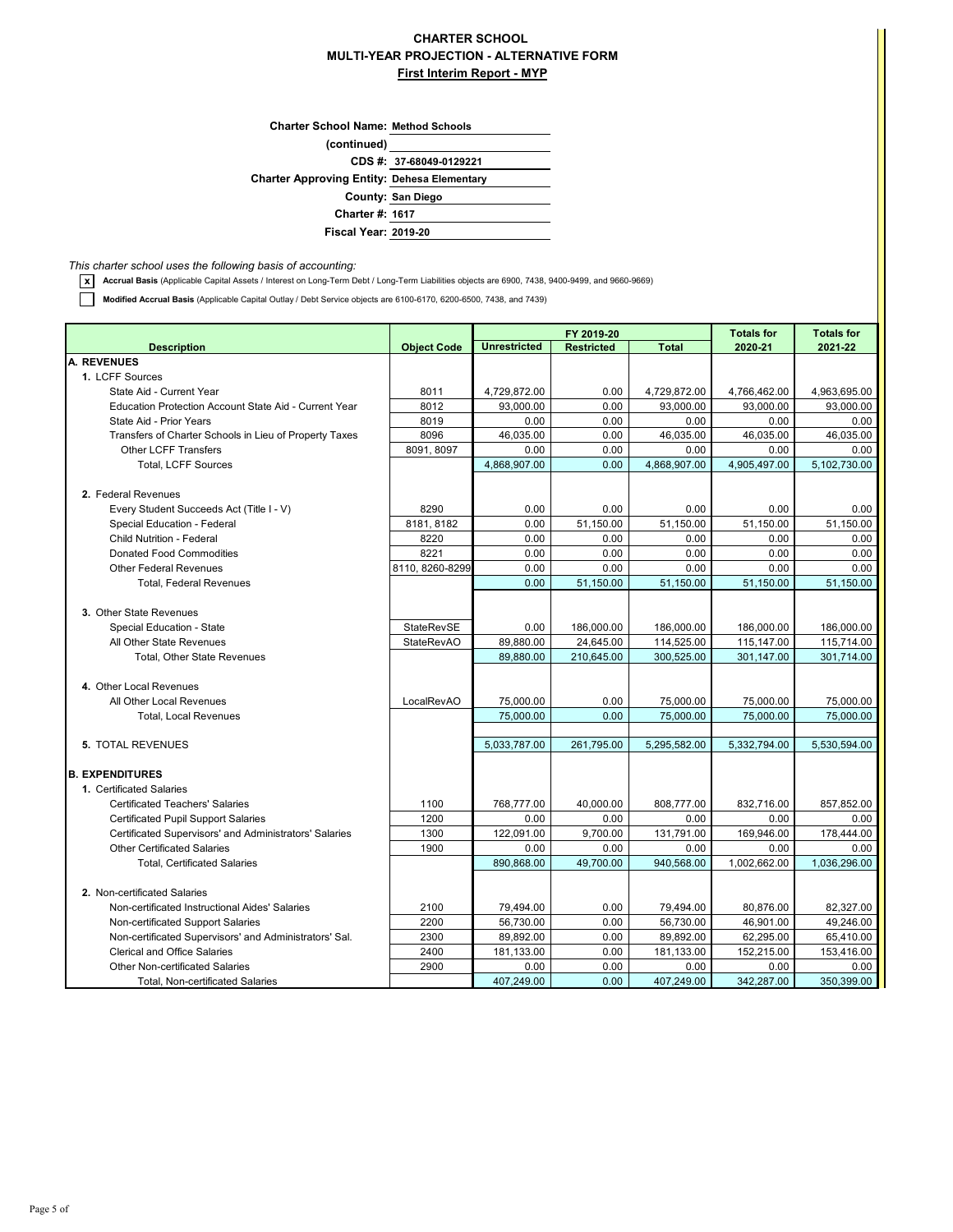# CHARTER SCHOOL
## MULTI-YEAR PROJECTION - ALTERNATIVE FORM
### First Interim Report - MYP

**Charter School Name:** Method Schools
**(continued)**
**CDS #:** 37-68049-0129221
**Charter Approving Entity:** Dehesa Elementary
**County:** San Diego
**Charter #:** 1617
**Fiscal Year:** 2019-20

*This charter school uses the following basis of accounting:*

- [x] **Accrual Basis** (Applicable Capital Assets / Interest on Long-Term Debt / Long-Term Liabilities objects are 6900, 7438, 9400-9499, and 9660-9669)
- [ ] **Modified Accrual Basis** (Applicable Capital Outlay / Debt Service objects are 6100-6170, 6200-6500, 7438, and 7439)

| Description | Object Code | FY 2019-20 Unrestricted | FY 2019-20 Restricted | FY 2019-20 Total | Totals for 2020-21 | Totals for 2021-22 |
|---|---|---|---|---|---|---|
| **A. REVENUES** | | | | | | |
| 1. LCFF Sources | | | | | | |
| State Aid - Current Year | 8011 | 4,729,872.00 | 0.00 | 4,729,872.00 | 4,766,462.00 | 4,963,695.00 |
| Education Protection Account State Aid - Current Year | 8012 | 93,000.00 | 0.00 | 93,000.00 | 93,000.00 | 93,000.00 |
| State Aid - Prior Years | 8019 | 0.00 | 0.00 | 0.00 | 0.00 | 0.00 |
| Transfers of Charter Schools in Lieu of Property Taxes | 8096 | 46,035.00 | 0.00 | 46,035.00 | 46,035.00 | 46,035.00 |
| Other LCFF Transfers | 8091, 8097 | 0.00 | 0.00 | 0.00 | 0.00 | 0.00 |
| Total, LCFF Sources | | 4,868,907.00 | 0.00 | 4,868,907.00 | 4,905,497.00 | 5,102,730.00 |
| 2. Federal Revenues | | | | | | |
| Every Student Succeeds Act (Title I - V) | 8290 | 0.00 | 0.00 | 0.00 | 0.00 | 0.00 |
| Special Education - Federal | 8181, 8182 | 0.00 | 51,150.00 | 51,150.00 | 51,150.00 | 51,150.00 |
| Child Nutrition - Federal | 8220 | 0.00 | 0.00 | 0.00 | 0.00 | 0.00 |
| Donated Food Commodities | 8221 | 0.00 | 0.00 | 0.00 | 0.00 | 0.00 |
| Other Federal Revenues | 8110, 8260-8299 | 0.00 | 0.00 | 0.00 | 0.00 | 0.00 |
| Total, Federal Revenues | | 0.00 | 51,150.00 | 51,150.00 | 51,150.00 | 51,150.00 |
| 3. Other State Revenues | | | | | | |
| Special Education - State | StateRevSE | 0.00 | 186,000.00 | 186,000.00 | 186,000.00 | 186,000.00 |
| All Other State Revenues | StateRevAO | 89,880.00 | 24,645.00 | 114,525.00 | 115,147.00 | 115,714.00 |
| Total, Other State Revenues | | 89,880.00 | 210,645.00 | 300,525.00 | 301,147.00 | 301,714.00 |
| 4. Other Local Revenues | | | | | | |
| All Other Local Revenues | LocalRevAO | 75,000.00 | 0.00 | 75,000.00 | 75,000.00 | 75,000.00 |
| Total, Local Revenues | | 75,000.00 | 0.00 | 75,000.00 | 75,000.00 | 75,000.00 |
| 5. TOTAL REVENUES | | 5,033,787.00 | 261,795.00 | 5,295,582.00 | 5,332,794.00 | 5,530,594.00 |
| **B. EXPENDITURES** | | | | | | |
| 1. Certificated Salaries | | | | | | |
| Certificated Teachers' Salaries | 1100 | 768,777.00 | 40,000.00 | 808,777.00 | 832,716.00 | 857,852.00 |
| Certificated Pupil Support Salaries | 1200 | 0.00 | 0.00 | 0.00 | 0.00 | 0.00 |
| Certificated Supervisors' and Administrators' Salaries | 1300 | 122,091.00 | 9,700.00 | 131,791.00 | 169,946.00 | 178,444.00 |
| Other Certificated Salaries | 1900 | 0.00 | 0.00 | 0.00 | 0.00 | 0.00 |
| Total, Certificated Salaries | | 890,868.00 | 49,700.00 | 940,568.00 | 1,002,662.00 | 1,036,296.00 |
| 2. Non-certificated Salaries | | | | | | |
| Non-certificated Instructional Aides' Salaries | 2100 | 79,494.00 | 0.00 | 79,494.00 | 80,876.00 | 82,327.00 |
| Non-certificated Support Salaries | 2200 | 56,730.00 | 0.00 | 56,730.00 | 46,901.00 | 49,246.00 |
| Non-certificated Supervisors' and Administrators' Sal. | 2300 | 89,892.00 | 0.00 | 89,892.00 | 62,295.00 | 65,410.00 |
| Clerical and Office Salaries | 2400 | 181,133.00 | 0.00 | 181,133.00 | 152,215.00 | 153,416.00 |
| Other Non-certificated Salaries | 2900 | 0.00 | 0.00 | 0.00 | 0.00 | 0.00 |
| Total, Non-certificated Salaries | | 407,249.00 | 0.00 | 407,249.00 | 342,287.00 | 350,399.00 |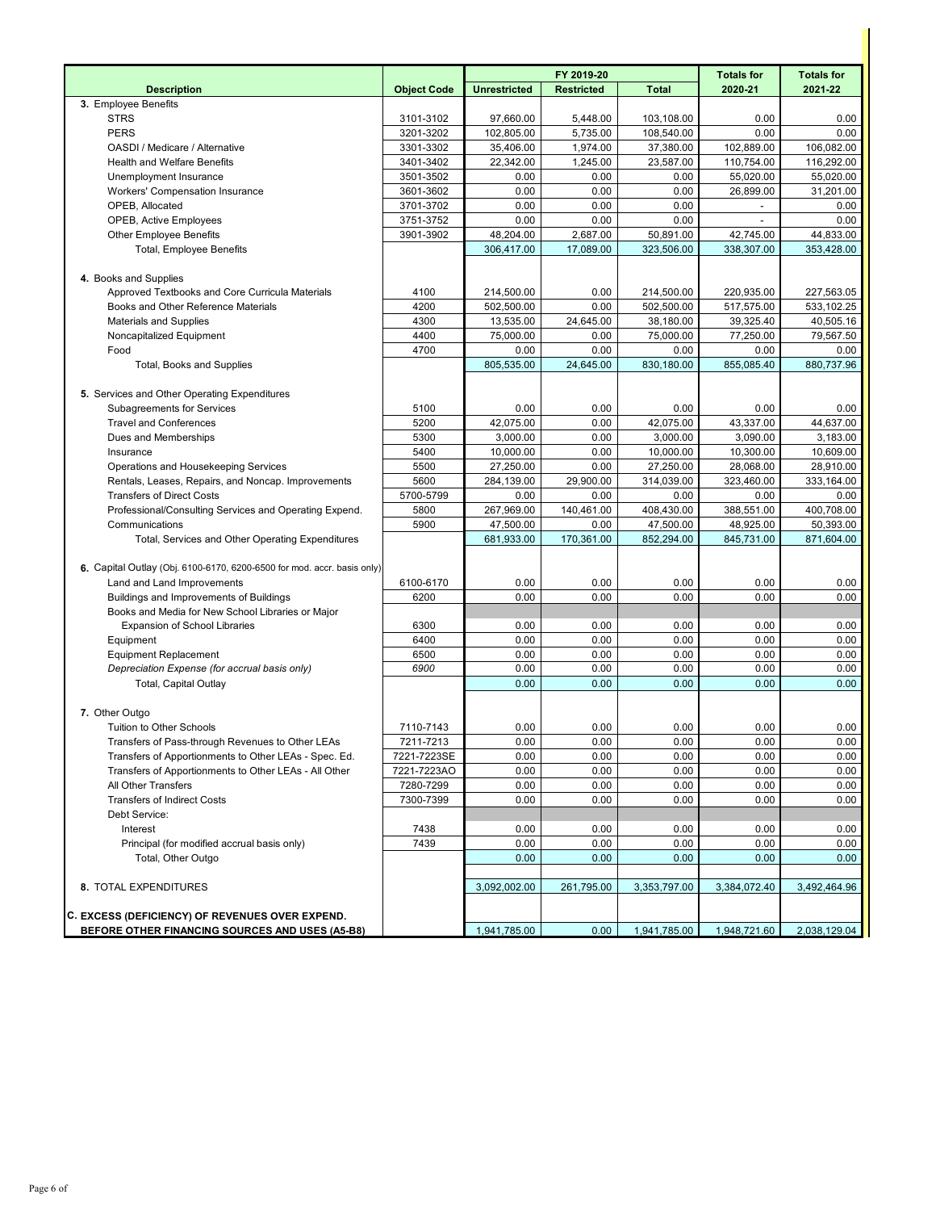| Description | Object Code | FY 2019-20 Unrestricted | FY 2019-20 Restricted | FY 2019-20 Total | Totals for 2020-21 | Totals for 2021-22 |
|---|---|---|---|---|---|---|
| **3.** Employee Benefits | | | | | | |
| STRS | 3101-3102 | 97,660.00 | 5,448.00 | 103,108.00 | 0.00 | 0.00 |
| PERS | 3201-3202 | 102,805.00 | 5,735.00 | 108,540.00 | 0.00 | 0.00 |
| OASDI / Medicare / Alternative | 3301-3302 | 35,406.00 | 1,974.00 | 37,380.00 | 102,889.00 | 106,082.00 |
| Health and Welfare Benefits | 3401-3402 | 22,342.00 | 1,245.00 | 23,587.00 | 110,754.00 | 116,292.00 |
| Unemployment Insurance | 3501-3502 | 0.00 | 0.00 | 0.00 | 55,020.00 | 55,020.00 |
| Workers' Compensation Insurance | 3601-3602 | 0.00 | 0.00 | 0.00 | 26,899.00 | 31,201.00 |
| OPEB, Allocated | 3701-3702 | 0.00 | 0.00 | 0.00 | - | 0.00 |
| OPEB, Active Employees | 3751-3752 | 0.00 | 0.00 | 0.00 | - | 0.00 |
| Other Employee Benefits | 3901-3902 | 48,204.00 | 2,687.00 | 50,891.00 | 42,745.00 | 44,833.00 |
| Total, Employee Benefits | | 306,417.00 | 17,089.00 | 323,506.00 | 338,307.00 | 353,428.00 |
| **4.** Books and Supplies | | | | | | |
| Approved Textbooks and Core Curricula Materials | 4100 | 214,500.00 | 0.00 | 214,500.00 | 220,935.00 | 227,563.05 |
| Books and Other Reference Materials | 4200 | 502,500.00 | 0.00 | 502,500.00 | 517,575.00 | 533,102.25 |
| Materials and Supplies | 4300 | 13,535.00 | 24,645.00 | 38,180.00 | 39,325.40 | 40,505.16 |
| Noncapitalized Equipment | 4400 | 75,000.00 | 0.00 | 75,000.00 | 77,250.00 | 79,567.50 |
| Food | 4700 | 0.00 | 0.00 | 0.00 | 0.00 | 0.00 |
| Total, Books and Supplies | | 805,535.00 | 24,645.00 | 830,180.00 | 855,085.40 | 880,737.96 |
| **5.** Services and Other Operating Expenditures | | | | | | |
| Subagreements for Services | 5100 | 0.00 | 0.00 | 0.00 | 0.00 | 0.00 |
| Travel and Conferences | 5200 | 42,075.00 | 0.00 | 42,075.00 | 43,337.00 | 44,637.00 |
| Dues and Memberships | 5300 | 3,000.00 | 0.00 | 3,000.00 | 3,090.00 | 3,183.00 |
| Insurance | 5400 | 10,000.00 | 0.00 | 10,000.00 | 10,300.00 | 10,609.00 |
| Operations and Housekeeping Services | 5500 | 27,250.00 | 0.00 | 27,250.00 | 28,068.00 | 28,910.00 |
| Rentals, Leases, Repairs, and Noncap. Improvements | 5600 | 284,139.00 | 29,900.00 | 314,039.00 | 323,460.00 | 333,164.00 |
| Transfers of Direct Costs | 5700-5799 | 0.00 | 0.00 | 0.00 | 0.00 | 0.00 |
| Professional/Consulting Services and Operating Expend. | 5800 | 267,969.00 | 140,461.00 | 408,430.00 | 388,551.00 | 400,708.00 |
| Communications | 5900 | 47,500.00 | 0.00 | 47,500.00 | 48,925.00 | 50,393.00 |
| Total, Services and Other Operating Expenditures | | 681,933.00 | 170,361.00 | 852,294.00 | 845,731.00 | 871,604.00 |
| **6.** Capital Outlay (Obj. 6100-6170, 6200-6500 for mod. accr. basis only) | | | | | | |
| Land and Land Improvements | 6100-6170 | 0.00 | 0.00 | 0.00 | 0.00 | 0.00 |
| Buildings and Improvements of Buildings | 6200 | 0.00 | 0.00 | 0.00 | 0.00 | 0.00 |
| Books and Media for New School Libraries or Major Expansion of School Libraries | 6300 | 0.00 | 0.00 | 0.00 | 0.00 | 0.00 |
| Equipment | 6400 | 0.00 | 0.00 | 0.00 | 0.00 | 0.00 |
| Equipment Replacement | 6500 | 0.00 | 0.00 | 0.00 | 0.00 | 0.00 |
| *Depreciation Expense (for accrual basis only)* | *6900* | 0.00 | 0.00 | 0.00 | 0.00 | 0.00 |
| Total, Capital Outlay | | 0.00 | 0.00 | 0.00 | 0.00 | 0.00 |
| **7.** Other Outgo | | | | | | |
| Tuition to Other Schools | 7110-7143 | 0.00 | 0.00 | 0.00 | 0.00 | 0.00 |
| Transfers of Pass-through Revenues to Other LEAs | 7211-7213 | 0.00 | 0.00 | 0.00 | 0.00 | 0.00 |
| Transfers of Apportionments to Other LEAs - Spec. Ed. | 7221-7223SE | 0.00 | 0.00 | 0.00 | 0.00 | 0.00 |
| Transfers of Apportionments to Other LEAs - All Other | 7221-7223AO | 0.00 | 0.00 | 0.00 | 0.00 | 0.00 |
| All Other Transfers | 7280-7299 | 0.00 | 0.00 | 0.00 | 0.00 | 0.00 |
| Transfers of Indirect Costs | 7300-7399 | 0.00 | 0.00 | 0.00 | 0.00 | 0.00 |
| Debt Service: | | | | | | |
| Interest | 7438 | 0.00 | 0.00 | 0.00 | 0.00 | 0.00 |
| Principal (for modified accrual basis only) | 7439 | 0.00 | 0.00 | 0.00 | 0.00 | 0.00 |
| Total, Other Outgo | | 0.00 | 0.00 | 0.00 | 0.00 | 0.00 |
| **8.** TOTAL EXPENDITURES | | 3,092,002.00 | 261,795.00 | 3,353,797.00 | 3,384,072.40 | 3,492,464.96 |
| **C. EXCESS (DEFICIENCY) OF REVENUES OVER EXPEND. BEFORE OTHER FINANCING SOURCES AND USES (A5-B8)** | | 1,941,785.00 | 0.00 | 1,941,785.00 | 1,948,721.60 | 2,038,129.04 |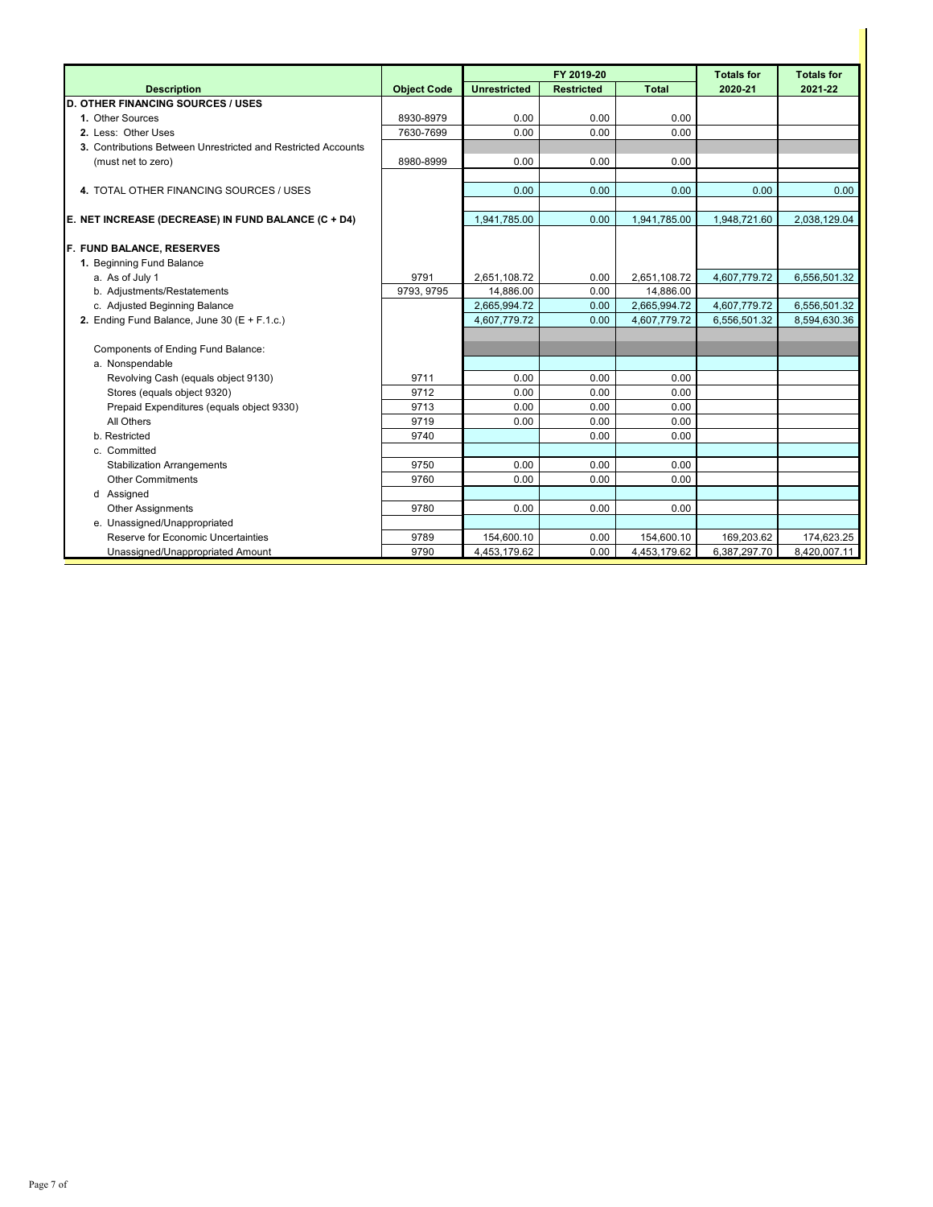| Description | Object Code | FY 2019-20 Unrestricted | FY 2019-20 Restricted | FY 2019-20 Total | Totals for 2020-21 | Totals for 2021-22 |
|---|---|---|---|---|---|---|
| **D. OTHER FINANCING SOURCES / USES** | | | | | | |
| **1.** Other Sources | 8930-8979 | 0.00 | 0.00 | 0.00 | | |
| **2.** Less: Other Uses | 7630-7699 | 0.00 | 0.00 | 0.00 | | |
| **3.** Contributions Between Unrestricted and Restricted Accounts | | | | | | |
| (must net to zero) | 8980-8999 | 0.00 | 0.00 | 0.00 | | |
| **4.** TOTAL OTHER FINANCING SOURCES / USES | | 0.00 | 0.00 | 0.00 | 0.00 | 0.00 |
| **E. NET INCREASE (DECREASE) IN FUND BALANCE (C + D4)** | | 1,941,785.00 | 0.00 | 1,941,785.00 | 1,948,721.60 | 2,038,129.04 |
| **F. FUND BALANCE, RESERVES** | | | | | | |
| **1.** Beginning Fund Balance | | | | | | |
| a. As of July 1 | 9791 | 2,651,108.72 | 0.00 | 2,651,108.72 | 4,607,779.72 | 6,556,501.32 |
| b. Adjustments/Restatements | 9793, 9795 | 14,886.00 | 0.00 | 14,886.00 | | |
| c. Adjusted Beginning Balance | | 2,665,994.72 | 0.00 | 2,665,994.72 | 4,607,779.72 | 6,556,501.32 |
| **2.** Ending Fund Balance, June 30 (E + F.1.c.) | | 4,607,779.72 | 0.00 | 4,607,779.72 | 6,556,501.32 | 8,594,630.36 |
| Components of Ending Fund Balance: | | | | | | |
| a. Nonspendable | | | | | | |
| Revolving Cash (equals object 9130) | 9711 | 0.00 | 0.00 | 0.00 | | |
| Stores (equals object 9320) | 9712 | 0.00 | 0.00 | 0.00 | | |
| Prepaid Expenditures (equals object 9330) | 9713 | 0.00 | 0.00 | 0.00 | | |
| All Others | 9719 | 0.00 | 0.00 | 0.00 | | |
| b. Restricted | 9740 | | 0.00 | 0.00 | | |
| c. Committed | | | | | | |
| Stabilization Arrangements | 9750 | 0.00 | 0.00 | 0.00 | | |
| Other Commitments | 9760 | 0.00 | 0.00 | 0.00 | | |
| d Assigned | | | | | | |
| Other Assignments | 9780 | 0.00 | 0.00 | 0.00 | | |
| e. Unassigned/Unappropriated | | | | | | |
| Reserve for Economic Uncertainties | 9789 | 154,600.10 | 0.00 | 154,600.10 | 169,203.62 | 174,623.25 |
| Unassigned/Unappropriated Amount | 9790 | 4,453,179.62 | 0.00 | 4,453,179.62 | 6,387,297.70 | 8,420,007.11 |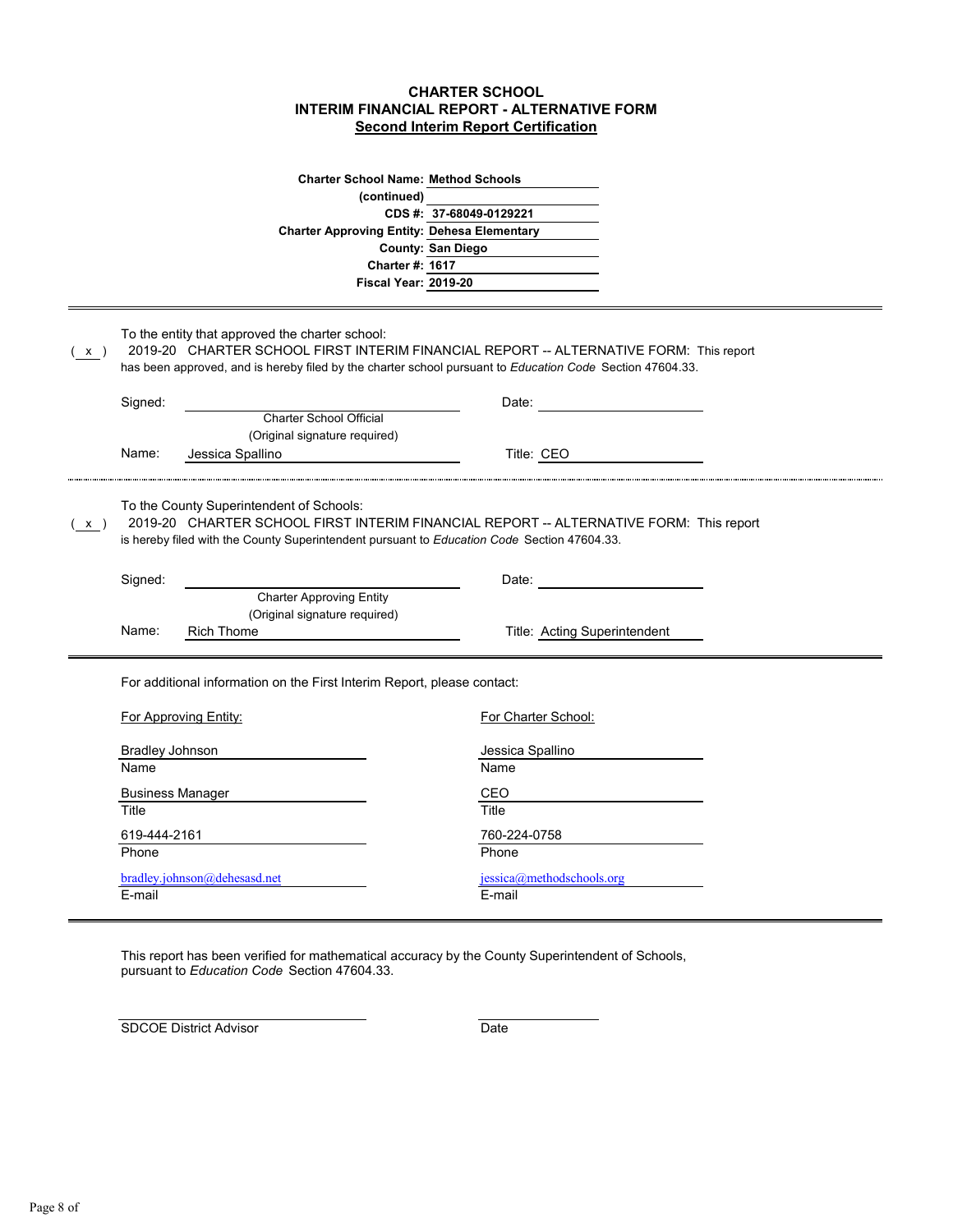# CHARTER SCHOOL
# INTERIM FINANCIAL REPORT - ALTERNATIVE FORM
## Second Interim Report Certification

**Charter School Name:** Method Schools
**(continued)**
**CDS #:** 37-68049-0129221
**Charter Approving Entity:** Dehesa Elementary
**County:** San Diego
**Charter #:** 1617
**Fiscal Year:** 2019-20

---

To the entity that approved the charter school:

( x ) 2019-20 CHARTER SCHOOL FIRST INTERIM FINANCIAL REPORT -- ALTERNATIVE FORM: This report has been approved, and is hereby filed by the charter school pursuant to *Education Code* Section 47604.33.

Signed: ____________________ Date: ____________________
Charter School Official
(Original signature required)

Name: Jessica Spallino Title: CEO

---

To the County Superintendent of Schools:

( x ) 2019-20 CHARTER SCHOOL FIRST INTERIM FINANCIAL REPORT -- ALTERNATIVE FORM: This report is hereby filed with the County Superintendent pursuant to *Education Code* Section 47604.33.

Signed: ____________________ Date: ____________________
Charter Approving Entity
(Original signature required)

Name: Rich Thome Title: Acting Superintendent

---

For additional information on the First Interim Report, please contact:

| For Approving Entity: | For Charter School: |
|---|---|
| Bradley Johnson | Jessica Spallino |
| Name | Name |
| Business Manager | CEO |
| Title | Title |
| 619-444-2161 | 760-224-0758 |
| Phone | Phone |
| bradley.johnson@dehesasd.net | jessica@methodschools.org |
| E-mail | E-mail |

---

This report has been verified for mathematical accuracy by the County Superintendent of Schools, pursuant to *Education Code* Section 47604.33.

SDCOE District Advisor ____________________ Date ____________________